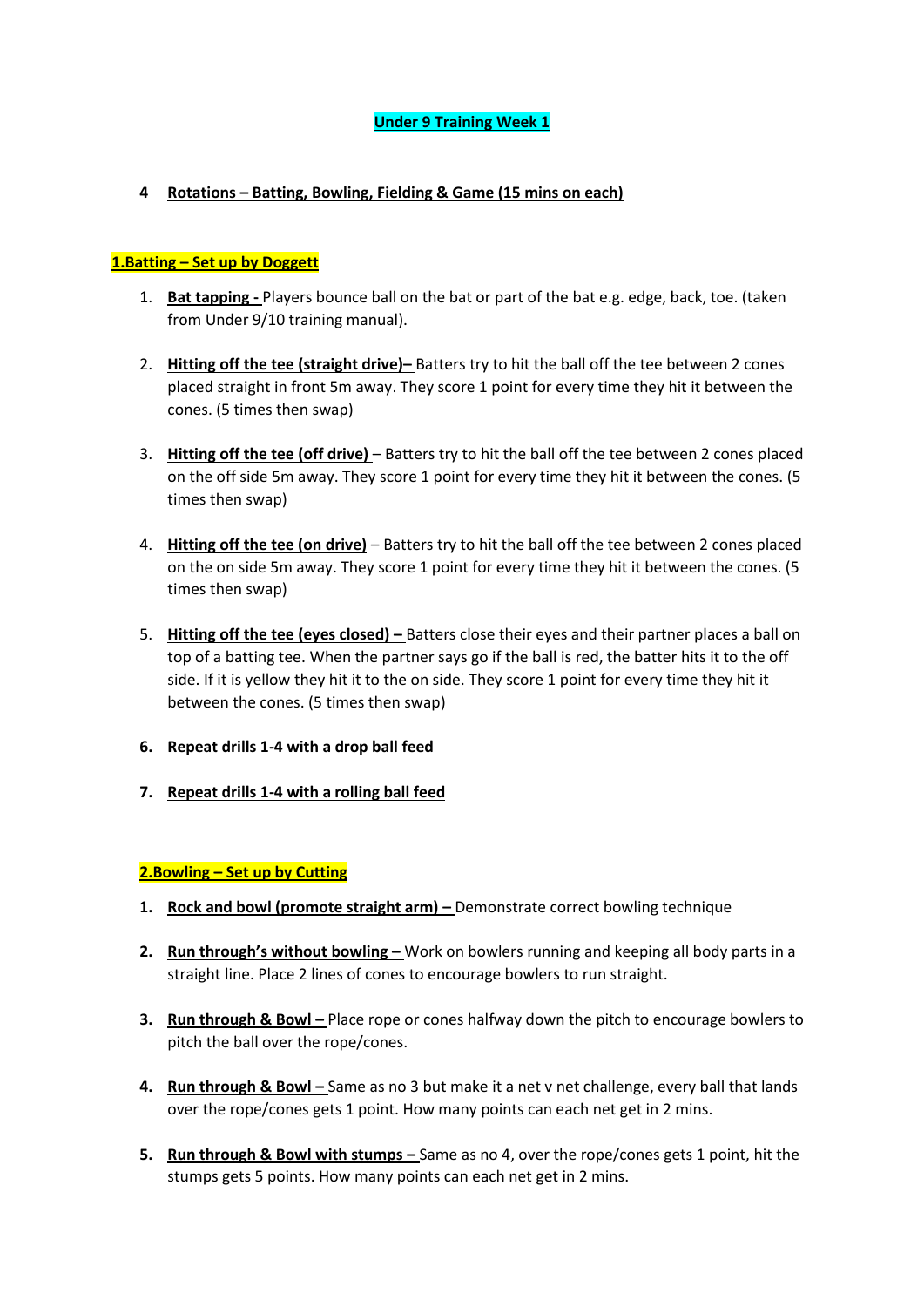# Under 9 Training Week 1

**4 Rotations – Batting, Bowling, Fielding & Game (15 mins on each)**

## 1.Batting – Set up by Doggett

1. **Bat tapping -** Players bounce ball on the bat or part of the bat e.g. edge, back, toe. (taken from Under 9/10 training manual).

2. **Hitting off the tee (straight drive)–** Batters try to hit the ball off the tee between 2 cones placed straight in front 5m away. They score 1 point for every time they hit it between the cones. (5 times then swap)

3. **Hitting off the tee (off drive)** – Batters try to hit the ball off the tee between 2 cones placed on the off side 5m away. They score 1 point for every time they hit it between the cones. (5 times then swap)

4. **Hitting off the tee (on drive)** – Batters try to hit the ball off the tee between 2 cones placed on the on side 5m away. They score 1 point for every time they hit it between the cones. (5 times then swap)

5. **Hitting off the tee (eyes closed) –** Batters close their eyes and their partner places a ball on top of a batting tee. When the partner says go if the ball is red, the batter hits it to the off side. If it is yellow they hit it to the on side. They score 1 point for every time they hit it between the cones. (5 times then swap)

6. **Repeat drills 1-4 with a drop ball feed**

7. **Repeat drills 1-4 with a rolling ball feed**

## 2.Bowling – Set up by Cutting

1. **Rock and bowl (promote straight arm) –** Demonstrate correct bowling technique

2. **Run through's without bowling –** Work on bowlers running and keeping all body parts in a straight line. Place 2 lines of cones to encourage bowlers to run straight.

3. **Run through & Bowl –** Place rope or cones halfway down the pitch to encourage bowlers to pitch the ball over the rope/cones.

4. **Run through & Bowl –** Same as no 3 but make it a net v net challenge, every ball that lands over the rope/cones gets 1 point. How many points can each net get in 2 mins.

5. **Run through & Bowl with stumps –** Same as no 4, over the rope/cones gets 1 point, hit the stumps gets 5 points. How many points can each net get in 2 mins.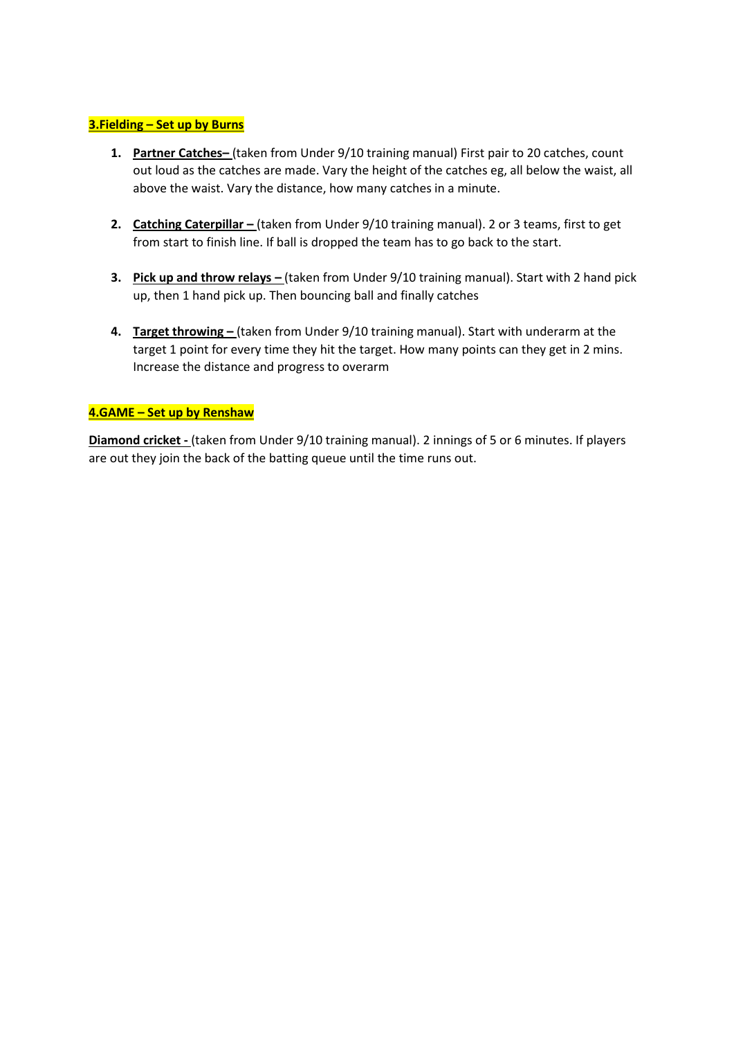## 3.Fielding – Set up by Burns

1. **Partner Catches–** (taken from Under 9/10 training manual) First pair to 20 catches, count out loud as the catches are made. Vary the height of the catches eg, all below the waist, all above the waist. Vary the distance, how many catches in a minute.

2. **Catching Caterpillar –** (taken from Under 9/10 training manual). 2 or 3 teams, first to get from start to finish line. If ball is dropped the team has to go back to the start.

3. **Pick up and throw relays –** (taken from Under 9/10 training manual). Start with 2 hand pick up, then 1 hand pick up. Then bouncing ball and finally catches

4. **Target throwing –** (taken from Under 9/10 training manual). Start with underarm at the target 1 point for every time they hit the target. How many points can they get in 2 mins. Increase the distance and progress to overarm

## 4.GAME – Set up by Renshaw

**Diamond cricket -** (taken from Under 9/10 training manual). 2 innings of 5 or 6 minutes. If players are out they join the back of the batting queue until the time runs out.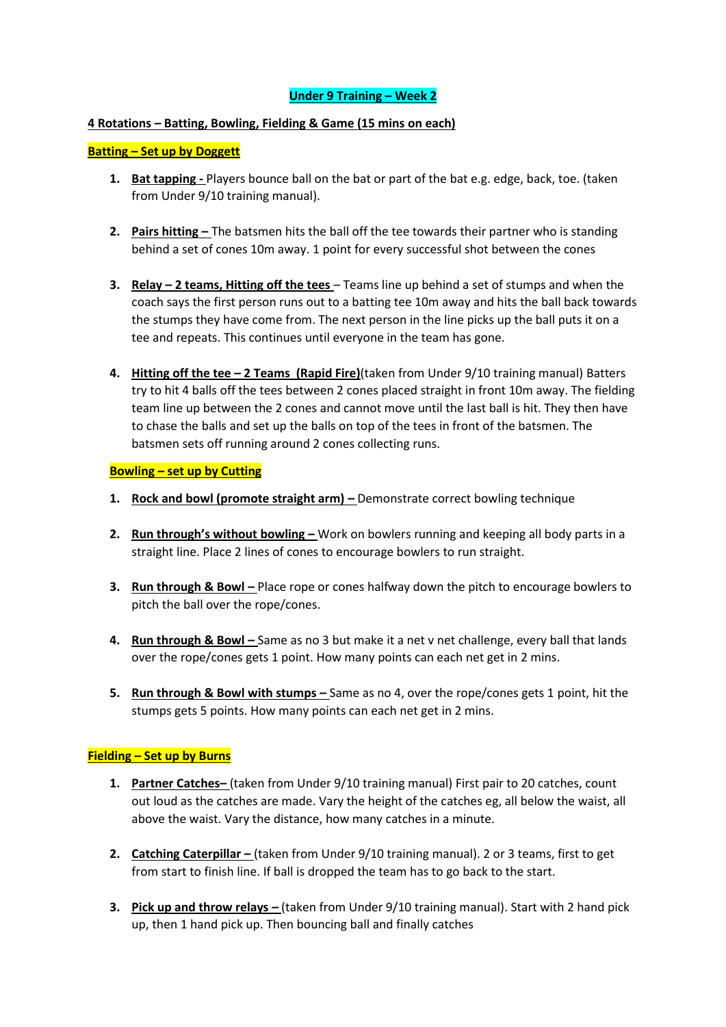# Under 9 Training – Week 2

**4 Rotations – Batting, Bowling, Fielding & Game (15 mins on each)**

## Batting – Set up by Doggett

1. **Bat tapping -** Players bounce ball on the bat or part of the bat e.g. edge, back, toe. (taken from Under 9/10 training manual).

2. **Pairs hitting –** The batsmen hits the ball off the tee towards their partner who is standing behind a set of cones 10m away. 1 point for every successful shot between the cones

3. **Relay – 2 teams, Hitting off the tees** – Teams line up behind a set of stumps and when the coach says the first person runs out to a batting tee 10m away and hits the ball back towards the stumps they have come from. The next person in the line picks up the ball puts it on a tee and repeats. This continues until everyone in the team has gone.

4. **Hitting off the tee – 2 Teams (Rapid Fire)**(taken from Under 9/10 training manual) Batters try to hit 4 balls off the tees between 2 cones placed straight in front 10m away. The fielding team line up between the 2 cones and cannot move until the last ball is hit. They then have to chase the balls and set up the balls on top of the tees in front of the batsmen. The batsmen sets off running around 2 cones collecting runs.

## Bowling – set up by Cutting

1. **Rock and bowl (promote straight arm) –** Demonstrate correct bowling technique

2. **Run through's without bowling –** Work on bowlers running and keeping all body parts in a straight line. Place 2 lines of cones to encourage bowlers to run straight.

3. **Run through & Bowl –** Place rope or cones halfway down the pitch to encourage bowlers to pitch the ball over the rope/cones.

4. **Run through & Bowl –** Same as no 3 but make it a net v net challenge, every ball that lands over the rope/cones gets 1 point. How many points can each net get in 2 mins.

5. **Run through & Bowl with stumps –** Same as no 4, over the rope/cones gets 1 point, hit the stumps gets 5 points. How many points can each net get in 2 mins.

## Fielding – Set up by Burns

1. **Partner Catches–** (taken from Under 9/10 training manual) First pair to 20 catches, count out loud as the catches are made. Vary the height of the catches eg, all below the waist, all above the waist. Vary the distance, how many catches in a minute.

2. **Catching Caterpillar –** (taken from Under 9/10 training manual). 2 or 3 teams, first to get from start to finish line. If ball is dropped the team has to go back to the start.

3. **Pick up and throw relays –** (taken from Under 9/10 training manual). Start with 2 hand pick up, then 1 hand pick up. Then bouncing ball and finally catches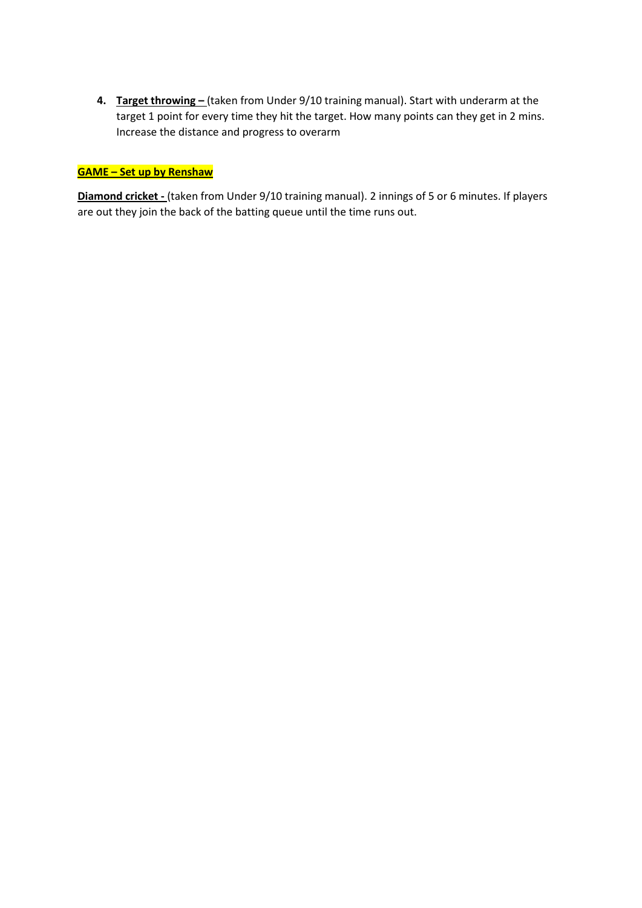4. **Target throwing –** (taken from Under 9/10 training manual). Start with underarm at the target 1 point for every time they hit the target. How many points can they get in 2 mins. Increase the distance and progress to overarm

**GAME – Set up by Renshaw**

**Diamond cricket -** (taken from Under 9/10 training manual). 2 innings of 5 or 6 minutes. If players are out they join the back of the batting queue until the time runs out.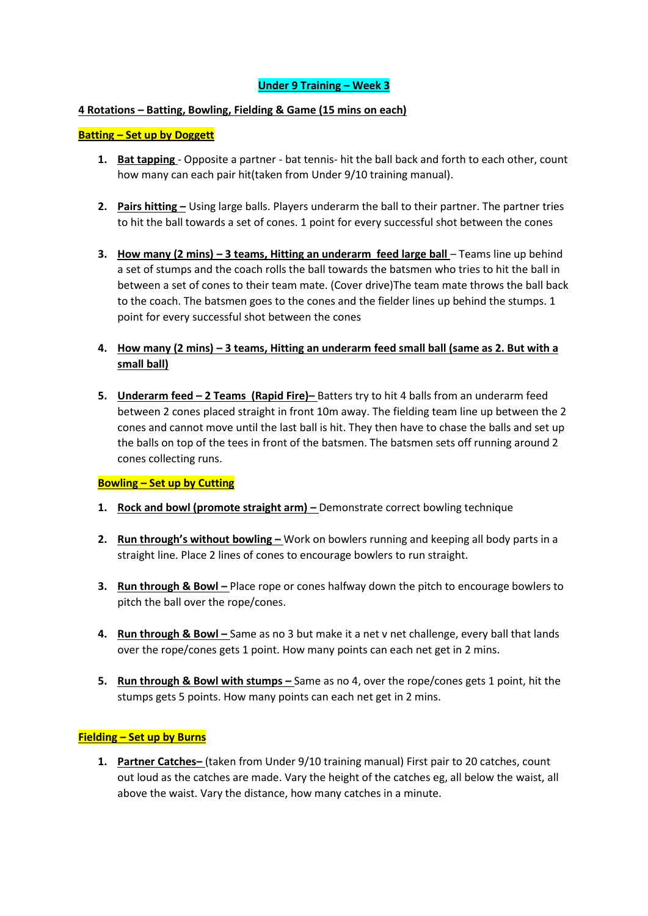# Under 9 Training – Week 3

**4 Rotations – Batting, Bowling, Fielding & Game (15 mins on each)**

## Batting – Set up by Doggett

1. **Bat tapping** - Opposite a partner - bat tennis- hit the ball back and forth to each other, count how many can each pair hit(taken from Under 9/10 training manual).

2. **Pairs hitting –** Using large balls. Players underarm the ball to their partner. The partner tries to hit the ball towards a set of cones. 1 point for every successful shot between the cones

3. **How many (2 mins) – 3 teams, Hitting an underarm feed large ball** – Teams line up behind a set of stumps and the coach rolls the ball towards the batsmen who tries to hit the ball in between a set of cones to their team mate. (Cover drive)The team mate throws the ball back to the coach. The batsmen goes to the cones and the fielder lines up behind the stumps. 1 point for every successful shot between the cones

4. **How many (2 mins) – 3 teams, Hitting an underarm feed small ball (same as 2. But with a small ball)**

5. **Underarm feed – 2 Teams (Rapid Fire)–** Batters try to hit 4 balls from an underarm feed between 2 cones placed straight in front 10m away. The fielding team line up between the 2 cones and cannot move until the last ball is hit. They then have to chase the balls and set up the balls on top of the tees in front of the batsmen. The batsmen sets off running around 2 cones collecting runs.

## Bowling – Set up by Cutting

1. **Rock and bowl (promote straight arm) –** Demonstrate correct bowling technique

2. **Run through's without bowling –** Work on bowlers running and keeping all body parts in a straight line. Place 2 lines of cones to encourage bowlers to run straight.

3. **Run through & Bowl –** Place rope or cones halfway down the pitch to encourage bowlers to pitch the ball over the rope/cones.

4. **Run through & Bowl –** Same as no 3 but make it a net v net challenge, every ball that lands over the rope/cones gets 1 point. How many points can each net get in 2 mins.

5. **Run through & Bowl with stumps –** Same as no 4, over the rope/cones gets 1 point, hit the stumps gets 5 points. How many points can each net get in 2 mins.

## Fielding – Set up by Burns

1. **Partner Catches–** (taken from Under 9/10 training manual) First pair to 20 catches, count out loud as the catches are made. Vary the height of the catches eg, all below the waist, all above the waist. Vary the distance, how many catches in a minute.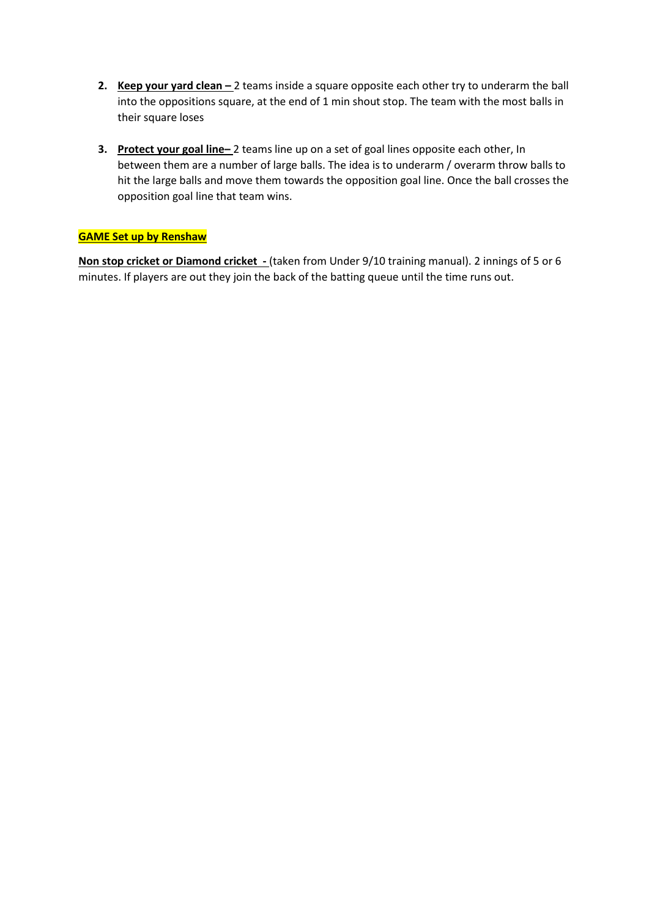2. **Keep your yard clean –** 2 teams inside a square opposite each other try to underarm the ball into the oppositions square, at the end of 1 min shout stop. The team with the most balls in their square loses

3. **Protect your goal line–** 2 teams line up on a set of goal lines opposite each other, In between them are a number of large balls. The idea is to underarm / overarm throw balls to hit the large balls and move them towards the opposition goal line. Once the ball crosses the opposition goal line that team wins.

**GAME Set up by Renshaw**

**Non stop cricket or Diamond cricket -** (taken from Under 9/10 training manual). 2 innings of 5 or 6 minutes. If players are out they join the back of the batting queue until the time runs out.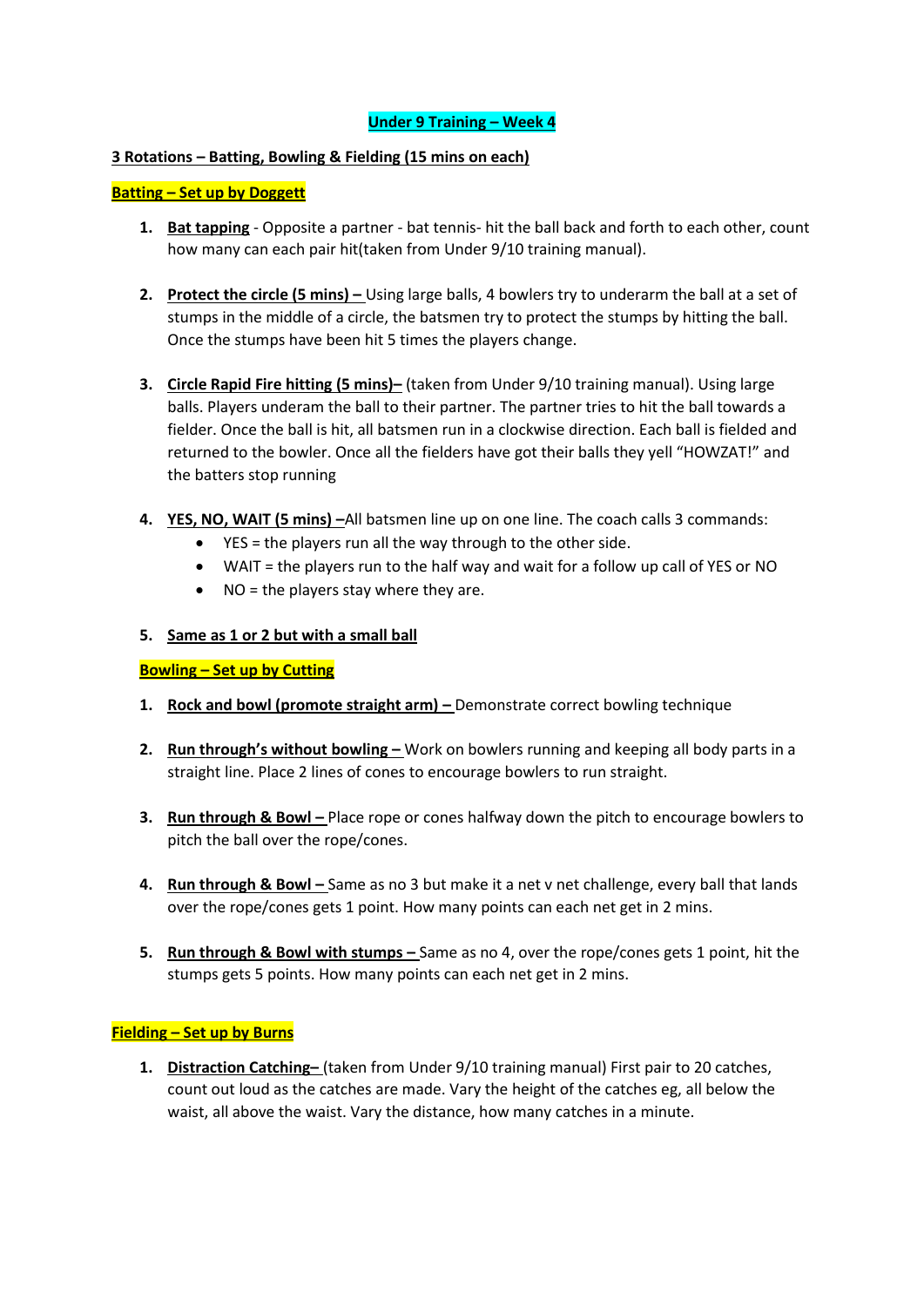# Under 9 Training – Week 4

**3 Rotations – Batting, Bowling & Fielding (15 mins on each)**

## Batting – Set up by Doggett

1. **Bat tapping** - Opposite a partner - bat tennis- hit the ball back and forth to each other, count how many can each pair hit(taken from Under 9/10 training manual).

2. **Protect the circle (5 mins) –** Using large balls, 4 bowlers try to underarm the ball at a set of stumps in the middle of a circle, the batsmen try to protect the stumps by hitting the ball. Once the stumps have been hit 5 times the players change.

3. **Circle Rapid Fire hitting (5 mins)–** (taken from Under 9/10 training manual). Using large balls. Players underam the ball to their partner. The partner tries to hit the ball towards a fielder. Once the ball is hit, all batsmen run in a clockwise direction. Each ball is fielded and returned to the bowler. Once all the fielders have got their balls they yell "HOWZAT!" and the batters stop running

4. **YES, NO, WAIT (5 mins) –**All batsmen line up on one line. The coach calls 3 commands:
   - YES = the players run all the way through to the other side.
   - WAIT = the players run to the half way and wait for a follow up call of YES or NO
   - NO = the players stay where they are.

5. **Same as 1 or 2 but with a small ball**

## Bowling – Set up by Cutting

1. **Rock and bowl (promote straight arm) –** Demonstrate correct bowling technique

2. **Run through's without bowling –** Work on bowlers running and keeping all body parts in a straight line. Place 2 lines of cones to encourage bowlers to run straight.

3. **Run through & Bowl –** Place rope or cones halfway down the pitch to encourage bowlers to pitch the ball over the rope/cones.

4. **Run through & Bowl –** Same as no 3 but make it a net v net challenge, every ball that lands over the rope/cones gets 1 point. How many points can each net get in 2 mins.

5. **Run through & Bowl with stumps –** Same as no 4, over the rope/cones gets 1 point, hit the stumps gets 5 points. How many points can each net get in 2 mins.

## Fielding – Set up by Burns

1. **Distraction Catching–** (taken from Under 9/10 training manual) First pair to 20 catches, count out loud as the catches are made. Vary the height of the catches eg, all below the waist, all above the waist. Vary the distance, how many catches in a minute.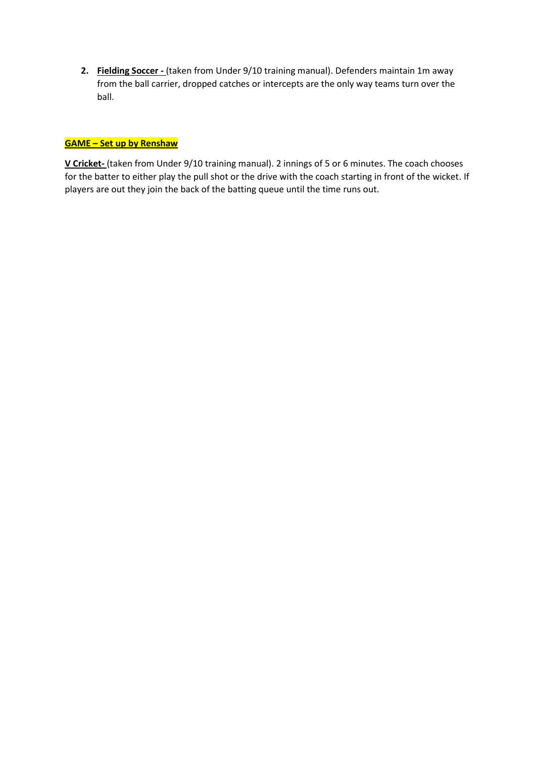2. **Fielding Soccer -** (taken from Under 9/10 training manual). Defenders maintain 1m away from the ball carrier, dropped catches or intercepts are the only way teams turn over the ball.

**GAME – Set up by Renshaw**

**V Cricket-** (taken from Under 9/10 training manual). 2 innings of 5 or 6 minutes. The coach chooses for the batter to either play the pull shot or the drive with the coach starting in front of the wicket. If players are out they join the back of the batting queue until the time runs out.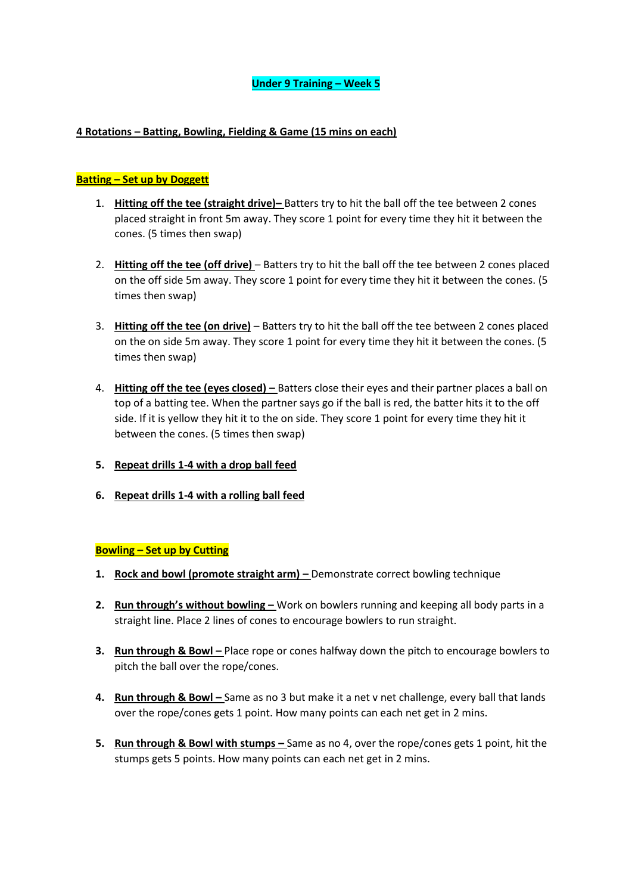# Under 9 Training – Week 5

## 4 Rotations – Batting, Bowling, Fielding & Game (15 mins on each)

### Batting – Set up by Doggett

1. **Hitting off the tee (straight drive)–** Batters try to hit the ball off the tee between 2 cones placed straight in front 5m away. They score 1 point for every time they hit it between the cones. (5 times then swap)

2. **Hitting off the tee (off drive)** – Batters try to hit the ball off the tee between 2 cones placed on the off side 5m away. They score 1 point for every time they hit it between the cones. (5 times then swap)

3. **Hitting off the tee (on drive)** – Batters try to hit the ball off the tee between 2 cones placed on the on side 5m away. They score 1 point for every time they hit it between the cones. (5 times then swap)

4. **Hitting off the tee (eyes closed) –** Batters close their eyes and their partner places a ball on top of a batting tee. When the partner says go if the ball is red, the batter hits it to the off side. If it is yellow they hit it to the on side. They score 1 point for every time they hit it between the cones. (5 times then swap)

5. **Repeat drills 1-4 with a drop ball feed**

6. **Repeat drills 1-4 with a rolling ball feed**

### Bowling – Set up by Cutting

1. **Rock and bowl (promote straight arm) –** Demonstrate correct bowling technique

2. **Run through's without bowling –** Work on bowlers running and keeping all body parts in a straight line. Place 2 lines of cones to encourage bowlers to run straight.

3. **Run through & Bowl –** Place rope or cones halfway down the pitch to encourage bowlers to pitch the ball over the rope/cones.

4. **Run through & Bowl –** Same as no 3 but make it a net v net challenge, every ball that lands over the rope/cones gets 1 point. How many points can each net get in 2 mins.

5. **Run through & Bowl with stumps –** Same as no 4, over the rope/cones gets 1 point, hit the stumps gets 5 points. How many points can each net get in 2 mins.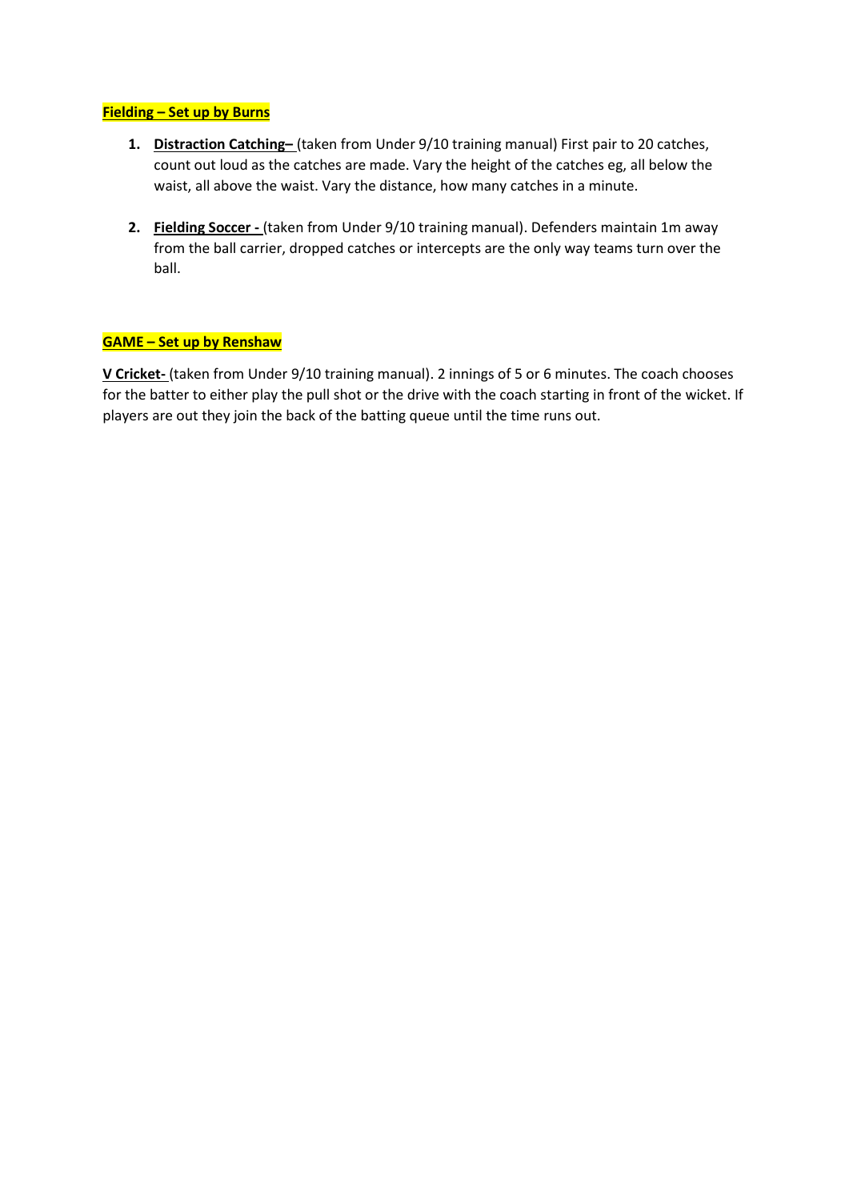**Fielding – Set up by Burns**

1. **Distraction Catching–** (taken from Under 9/10 training manual) First pair to 20 catches, count out loud as the catches are made. Vary the height of the catches eg, all below the waist, all above the waist. Vary the distance, how many catches in a minute.

2. **Fielding Soccer -** (taken from Under 9/10 training manual). Defenders maintain 1m away from the ball carrier, dropped catches or intercepts are the only way teams turn over the ball.

**GAME – Set up by Renshaw**

**V Cricket-** (taken from Under 9/10 training manual). 2 innings of 5 or 6 minutes. The coach chooses for the batter to either play the pull shot or the drive with the coach starting in front of the wicket. If players are out they join the back of the batting queue until the time runs out.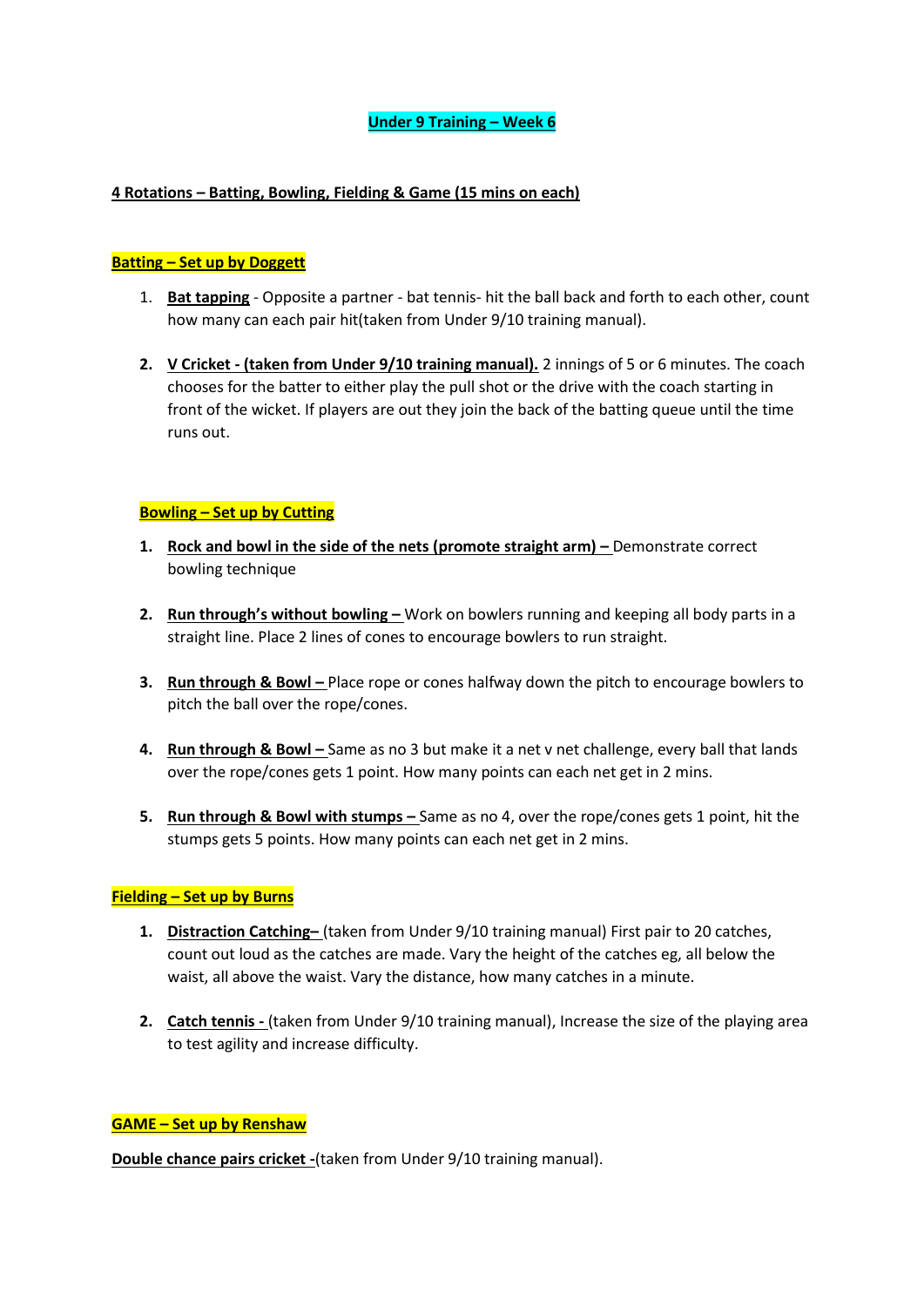# Under 9 Training – Week 6

## 4 Rotations – Batting, Bowling, Fielding & Game (15 mins on each)

### Batting – Set up by Doggett

1. **Bat tapping** - Opposite a partner - bat tennis- hit the ball back and forth to each other, count how many can each pair hit(taken from Under 9/10 training manual).

2. **V Cricket - (taken from Under 9/10 training manual).** 2 innings of 5 or 6 minutes. The coach chooses for the batter to either play the pull shot or the drive with the coach starting in front of the wicket. If players are out they join the back of the batting queue until the time runs out.

### Bowling – Set up by Cutting

1. **Rock and bowl in the side of the nets (promote straight arm) –** Demonstrate correct bowling technique

2. **Run through's without bowling –** Work on bowlers running and keeping all body parts in a straight line. Place 2 lines of cones to encourage bowlers to run straight.

3. **Run through & Bowl –** Place rope or cones halfway down the pitch to encourage bowlers to pitch the ball over the rope/cones.

4. **Run through & Bowl –** Same as no 3 but make it a net v net challenge, every ball that lands over the rope/cones gets 1 point. How many points can each net get in 2 mins.

5. **Run through & Bowl with stumps –** Same as no 4, over the rope/cones gets 1 point, hit the stumps gets 5 points. How many points can each net get in 2 mins.

### Fielding – Set up by Burns

1. **Distraction Catching–** (taken from Under 9/10 training manual) First pair to 20 catches, count out loud as the catches are made. Vary the height of the catches eg, all below the waist, all above the waist. Vary the distance, how many catches in a minute.

2. **Catch tennis -** (taken from Under 9/10 training manual), Increase the size of the playing area to test agility and increase difficulty.

### GAME – Set up by Renshaw

**Double chance pairs cricket -**(taken from Under 9/10 training manual).